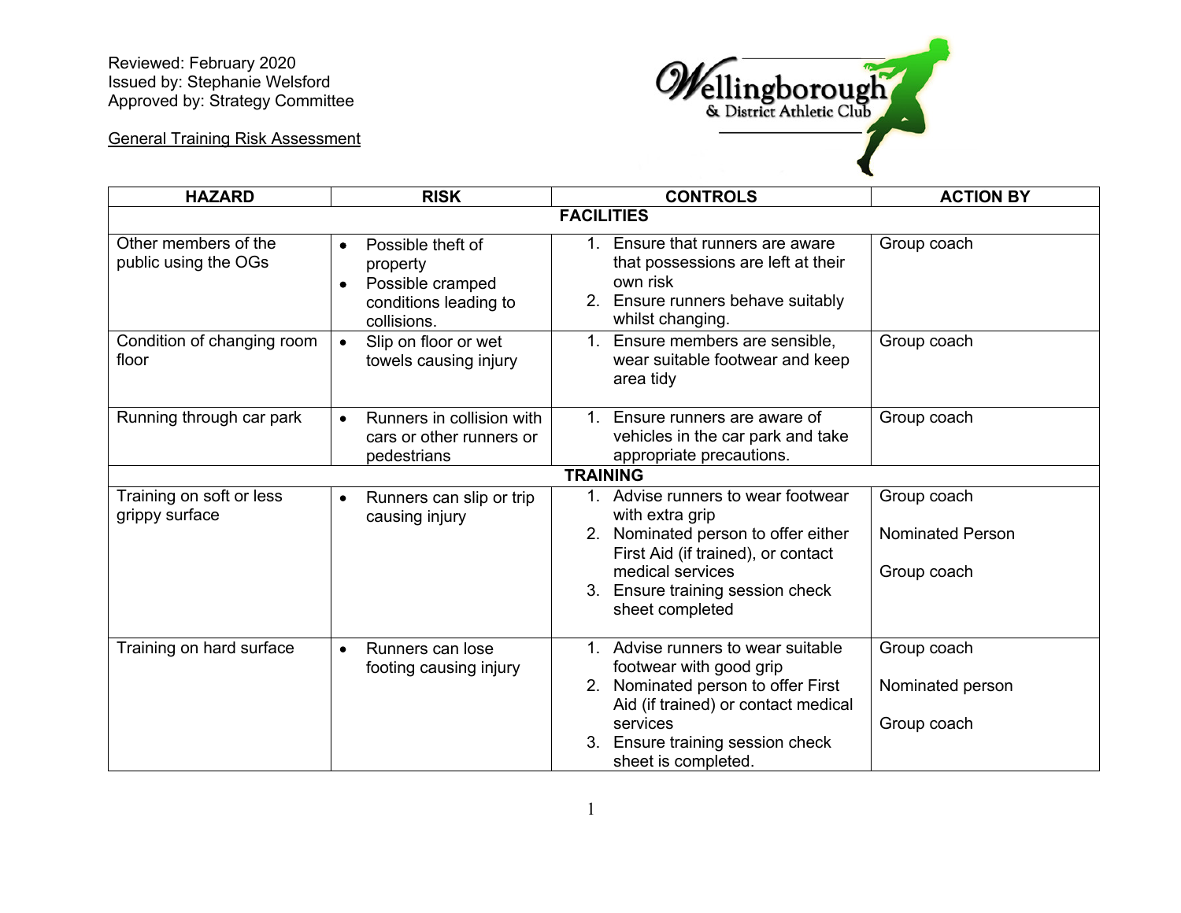Reviewed: February 2020
Issued by: Stephanie Welsford
Approved by: Strategy Committee

Wellingborough & District Athletic Club

General Training Risk Assessment

| HAZARD | RISK | CONTROLS | ACTION BY |
|---|---|---|---|
| **FACILITIES** | | | |
| Other members of the public using the OGs | • Possible theft of property<br>• Possible cramped conditions leading to collisions. | 1. Ensure that runners are aware that possessions are left at their own risk<br>2. Ensure runners behave suitably whilst changing. | Group coach |
| Condition of changing room floor | • Slip on floor or wet towels causing injury | 1. Ensure members are sensible, wear suitable footwear and keep area tidy | Group coach |
| Running through car park | • Runners in collision with cars or other runners or pedestrians | 1. Ensure runners are aware of vehicles in the car park and take appropriate precautions. | Group coach |
| **TRAINING** | | | |
| Training on soft or less grippy surface | • Runners can slip or trip causing injury | 1. Advise runners to wear footwear with extra grip<br>2. Nominated person to offer either First Aid (if trained), or contact medical services<br>3. Ensure training session check sheet completed | Group coach<br><br>Nominated Person<br><br>Group coach |
| Training on hard surface | • Runners can lose footing causing injury | 1. Advise runners to wear suitable footwear with good grip<br>2. Nominated person to offer First Aid (if trained) or contact medical services<br>3. Ensure training session check sheet is completed. | Group coach<br><br>Nominated person<br><br>Group coach |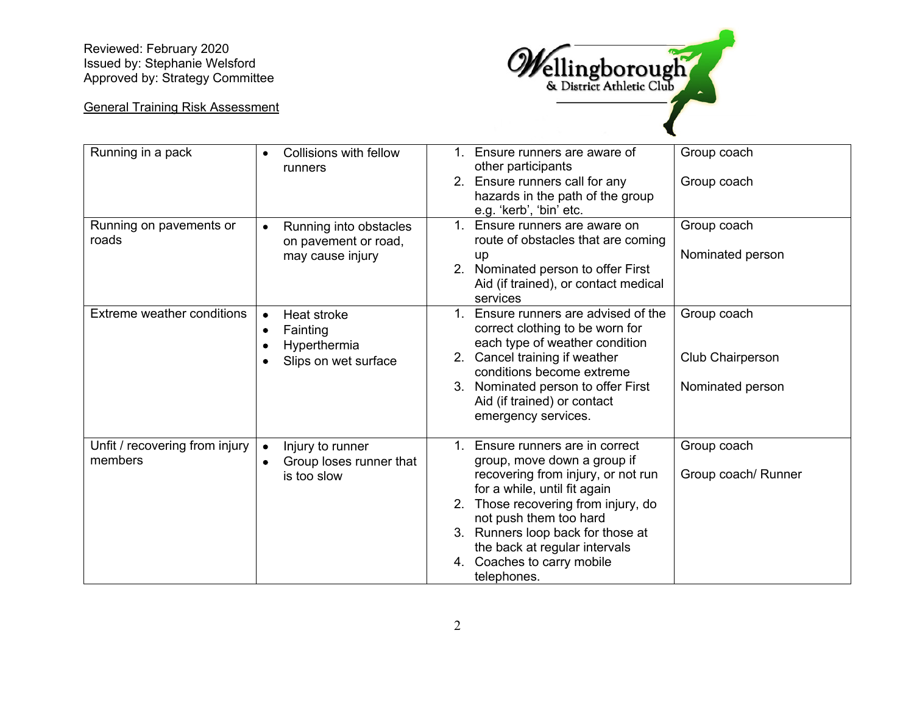Reviewed: February 2020
Issued by: Stephanie Welsford
Approved by: Strategy Committee

General Training Risk Assessment

| | | | |
|---|---|---|---|
| Running in a pack | • Collisions with fellow runners | 1. Ensure runners are aware of other participants<br>2. Ensure runners call for any hazards in the path of the group e.g. 'kerb', 'bin' etc. | Group coach<br>Group coach |
| Running on pavements or roads | • Running into obstacles on pavement or road, may cause injury | 1. Ensure runners are aware on route of obstacles that are coming up<br>2. Nominated person to offer First Aid (if trained), or contact medical services | Group coach<br>Nominated person |
| Extreme weather conditions | • Heat stroke<br>• Fainting<br>• Hyperthermia<br>• Slips on wet surface | 1. Ensure runners are advised of the correct clothing to be worn for each type of weather condition<br>2. Cancel training if weather conditions become extreme<br>3. Nominated person to offer First Aid (if trained) or contact emergency services. | Group coach<br>Club Chairperson<br>Nominated person |
| Unfit / recovering from injury members | • Injury to runner<br>• Group loses runner that is too slow | 1. Ensure runners are in correct group, move down a group if recovering from injury, or not run for a while, until fit again<br>2. Those recovering from injury, do not push them too hard<br>3. Runners loop back for those at the back at regular intervals<br>4. Coaches to carry mobile telephones. | Group coach<br>Group coach/ Runner |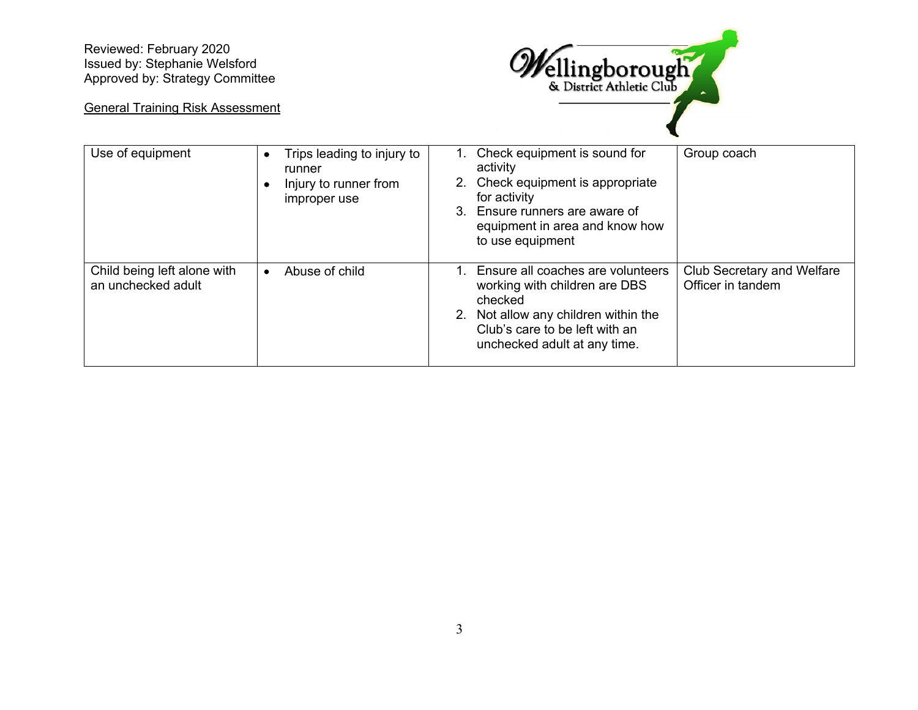Reviewed: February 2020
Issued by: Stephanie Welsford
Approved by: Strategy Committee

General Training Risk Assessment

| | | | |
|---|---|---|---|
| Use of equipment | • Trips leading to injury to runner<br>• Injury to runner from improper use | 1. Check equipment is sound for activity<br>2. Check equipment is appropriate for activity<br>3. Ensure runners are aware of equipment in area and know how to use equipment | Group coach |
| Child being left alone with an unchecked adult | • Abuse of child | 1. Ensure all coaches are volunteers working with children are DBS checked<br>2. Not allow any children within the Club's care to be left with an unchecked adult at any time. | Club Secretary and Welfare Officer in tandem |